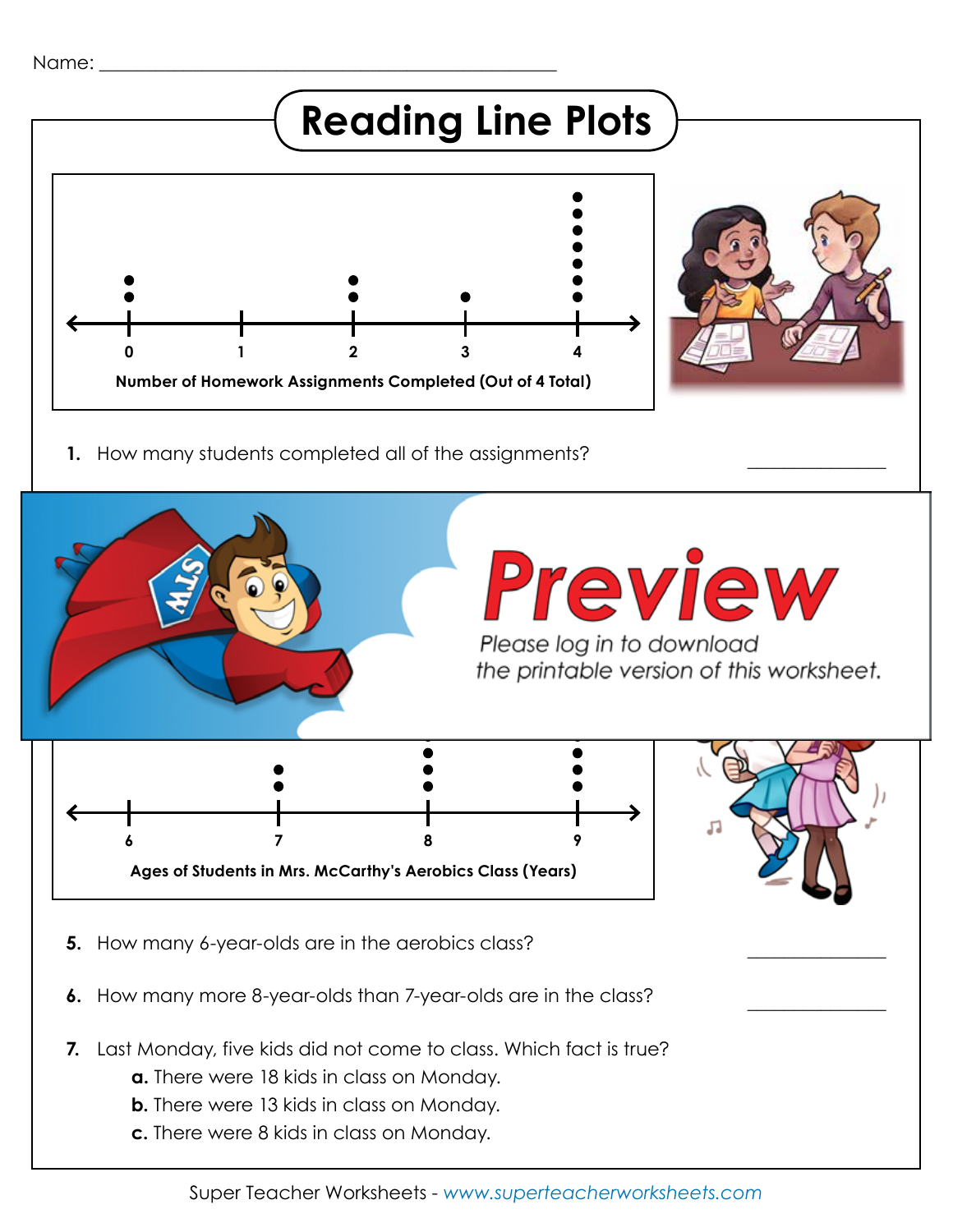Name: ____________________________________________

# Reading Line Plots

Number of Homework Assignments Completed (Out of 4 Total)

1. How many students completed all of the assignments? ____________

**Preview**

*Please log in to download the printable version of this worksheet.*

Ages of Students in Mrs. McCarthy's Aerobics Class (Years)

5. How many 6-year-olds are in the aerobics class? ____________

6. How many more 8-year-olds than 7-year-olds are in the class? ____________

7. Last Monday, five kids did not come to class. Which fact is true?
   - **a.** There were 18 kids in class on Monday.
   - **b.** There were 13 kids in class on Monday.
   - **c.** There were 8 kids in class on Monday.

Super Teacher Worksheets - www.superteacherworksheets.com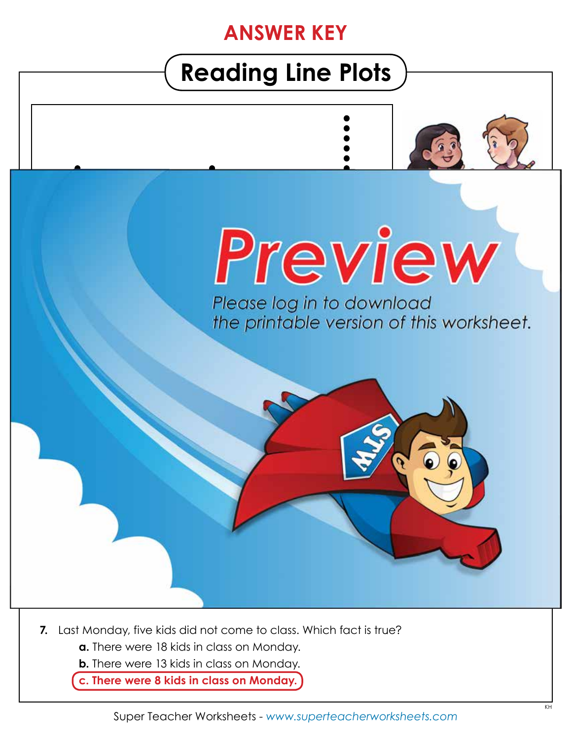ANSWER KEY

# Reading Line Plots

Preview

Please log in to download the printable version of this worksheet.

**7.** Last Monday, five kids did not come to class. Which fact is true?

**a.** There were 18 kids in class on Monday.

**b.** There were 13 kids in class on Monday.

**c. There were 8 kids in class on Monday.**